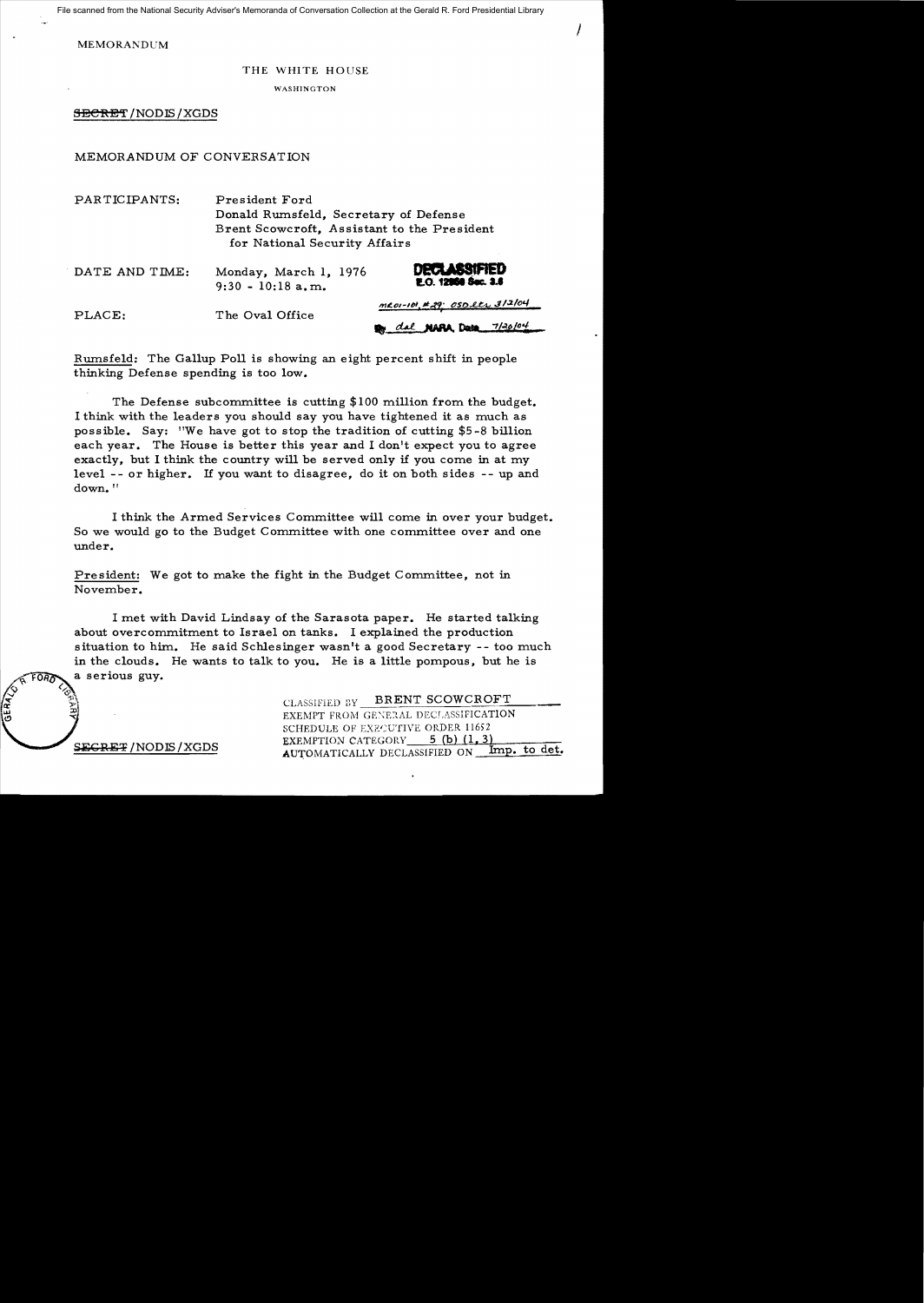File scanned from the National Security Adviser's Memoranda of Conversation Collection at the Gerald R. Ford Presidential Library

MEMORANDUM

THE WHITE HOUSE

WASHINGTON

~~SECRET~~/NODIS/XGDS

MEMORANDUM OF CONVERSATION

PARTICIPANTS: President Ford
Donald Rumsfeld, Secretary of Defense
Brent Scowcroft, Assistant to the President for National Security Affairs

DATE AND TIME: Monday, March 1, 1976
9:30 - 10:18 a.m.

PLACE: The Oval Office

DECLASSIFIED
E.O. 12958 Sec. 3.6
MR01-101, #29; OSD ltr 3/2/04
By dal NARA, Date 7/30/04

Rumsfeld: The Gallup Poll is showing an eight percent shift in people thinking Defense spending is too low.

The Defense subcommittee is cutting $100 million from the budget. I think with the leaders you should say you have tightened it as much as possible. Say: "We have got to stop the tradition of cutting $5-8 billion each year. The House is better this year and I don't expect you to agree exactly, but I think the country will be served only if you come in at my level -- or higher. If you want to disagree, do it on both sides -- up and down."

I think the Armed Services Committee will come in over your budget. So we would go to the Budget Committee with one committee over and one under.

President: We got to make the fight in the Budget Committee, not in November.

I met with David Lindsay of the Sarasota paper. He started talking about overcommitment to Israel on tanks. I explained the production situation to him. He said Schlesinger wasn't a good Secretary -- too much in the clouds. He wants to talk to you. He is a little pompous, but he is a serious guy.

CLASSIFIED BY BRENT SCOWCROFT
EXEMPT FROM GENERAL DECLASSIFICATION SCHEDULE OF EXECUTIVE ORDER 11652
EXEMPTION CATEGORY 5 (b) (1, 3)
AUTOMATICALLY DECLASSIFIED ON Imp. to det.

~~SECRET~~/NODIS/XGDS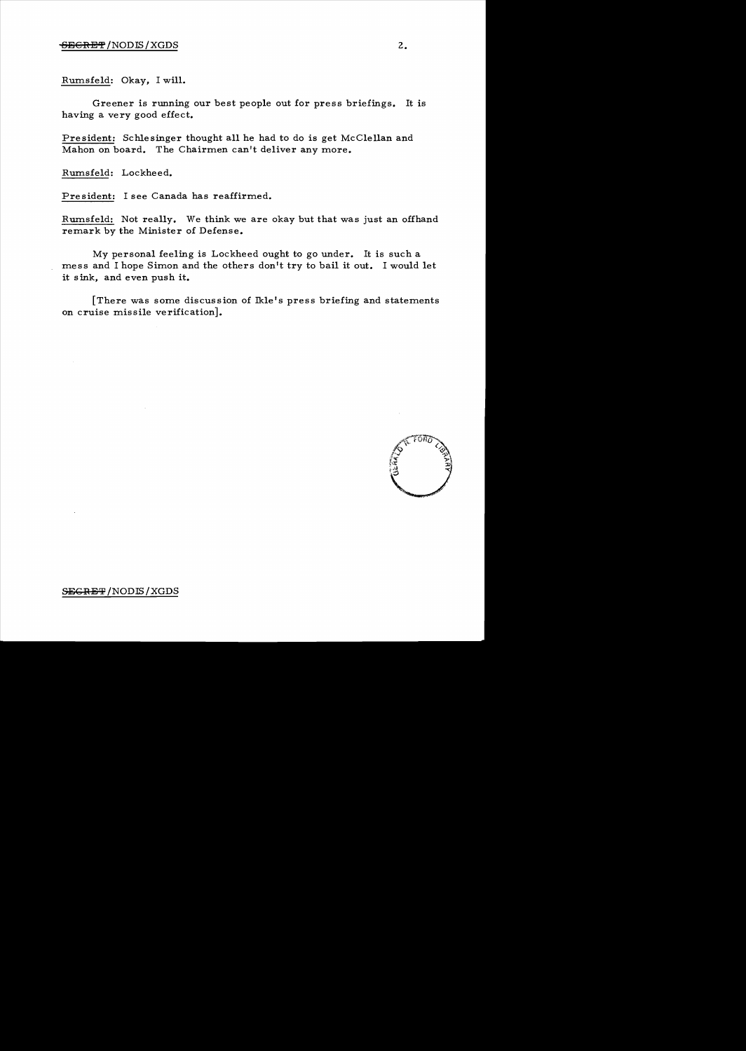Rumsfeld: Okay, I will.

Greener is running our best people out for press briefings. It is having a very good effect.

President: Schlesinger thought all he had to do is get McClellan and Mahon on board. The Chairmen can't deliver any more.

Rumsfeld: Lockheed.

President: I see Canada has reaffirmed.

Rumsfeld: Not really. We think we are okay but that was just an offhand remark by the Minister of Defense.

My personal feeling is Lockheed ought to go under. It is such a mess and I hope Simon and the others don't try to bail it out. I would let it sink, and even push it.

[There was some discussion of Ikle's press briefing and statements on cruise missile verification].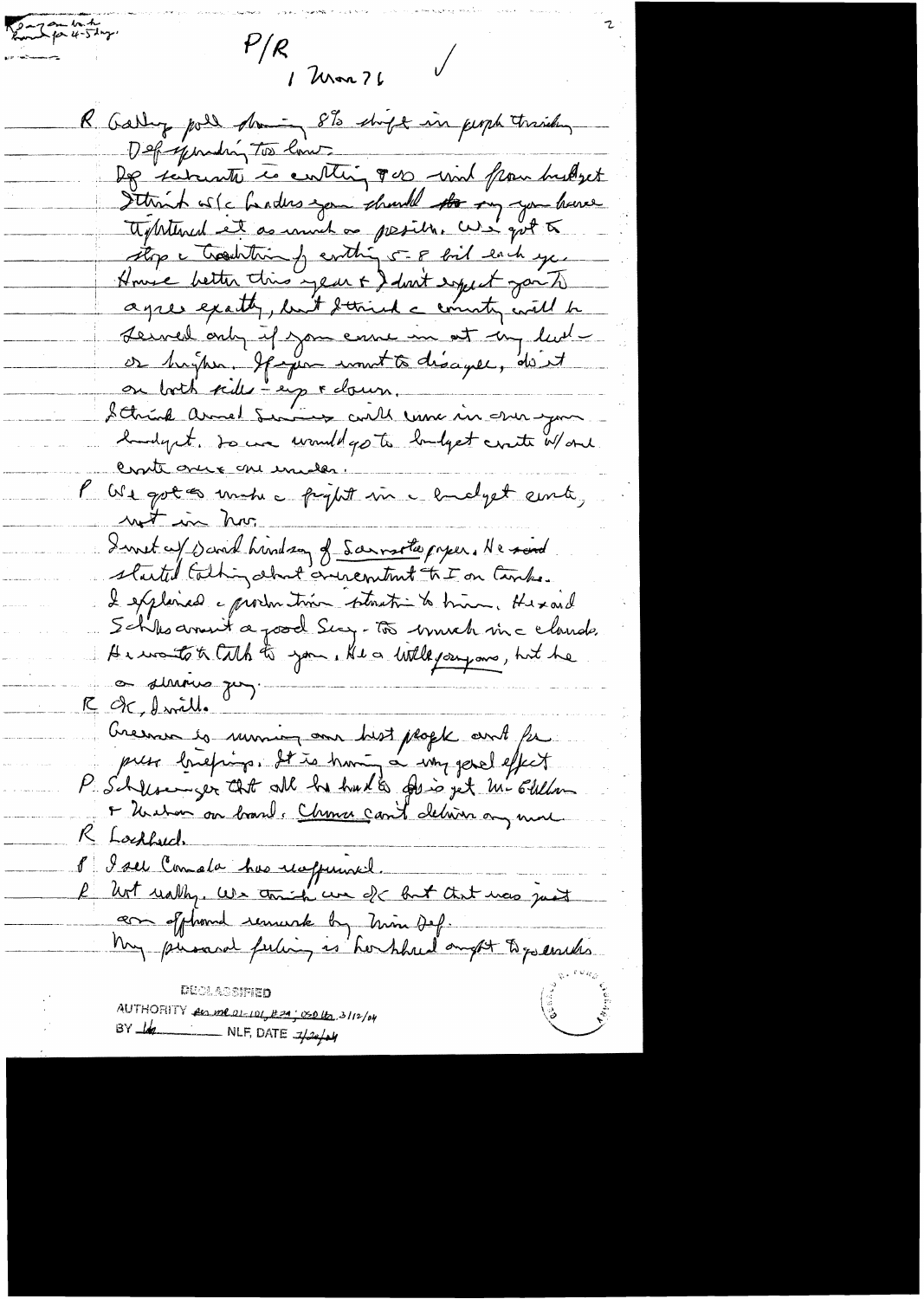P/R
1 Mar 76

R Gallup poll showing 8% shift in people thinking Def spending too low.

Def secretaries is cutting $ 20 mil from budget. I think w/c leaders you should say you have tightened it as much as possible. We got to stop c tradition of cutting 5-8 bil each yr. House better this year & I don't expect you to agree exactly, but I think c country will be served only if you come in at my level – or higher. If you want to disagree, do it on both sides – up & down.

I think Armed Services will come in over your budget. So we would go to budget cmte w/ one cmte over & one under.

P We got to make a fight in c budget cmte, not in Nov.

I met w/ David Lindsay of Sarasota paper. He said started talking about announcement to I on Tanks. I explained c production situation to him. He said Schles wasn't a good Secy – too much in c clouds. He wants to talk to you. He a little pompous, but he a serious guy.

R OK, I will.

Greenspan is running our best people and for press briefings. It is having a very good effect.

P Schlesinger out all he had to do is get McClellan & Mahon on board. Church can't deliver any more.

R Lockheed.

P I see Canada has reappeared.

R Not really. We think we OK but that was just an offhand remark by Min Def.

My personal feeling is Lockheed ought to go under.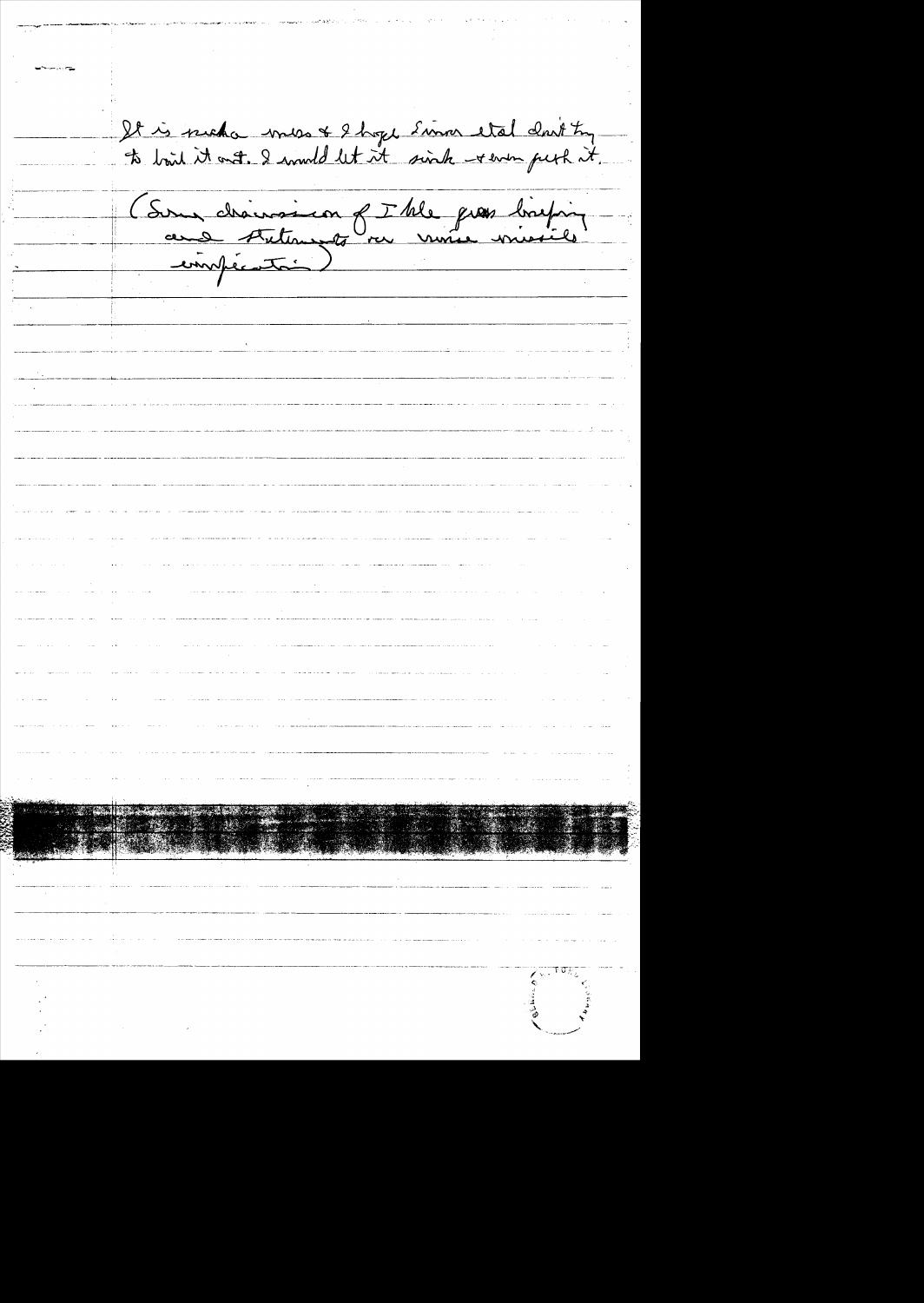It is such a mess & I hope Simon et al don't try to bail it out. I would let it sink & even push it.

(Some discussion of Ikle press briefing and statements on cruise missile complications)